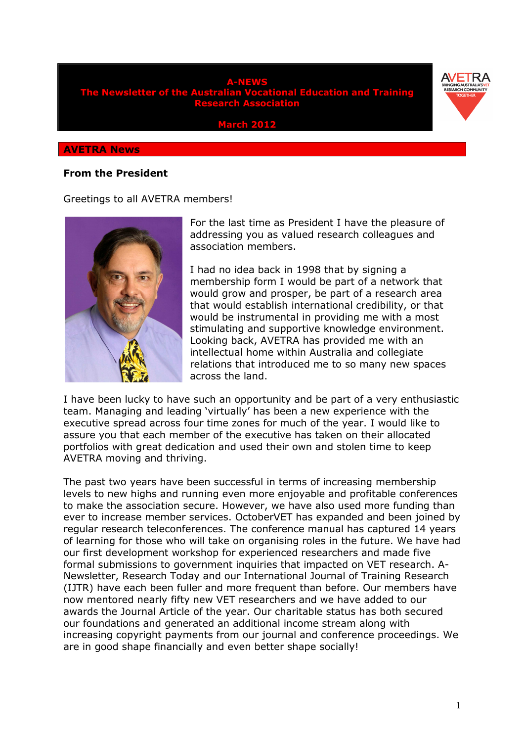# A-NEWS
## The Newsletter of the Australian Vocational Education and Training Research Association

**March 2012**

AVETRA
BRINGING AUSTRALIA'S VET RESEARCH COMMUNITY TOGETHER

## AVETRA News

### From the President

Greetings to all AVETRA members!

For the last time as President I have the pleasure of addressing you as valued research colleagues and association members.

I had no idea back in 1998 that by signing a membership form I would be part of a network that would grow and prosper, be part of a research area that would establish international credibility, or that would be instrumental in providing me with a most stimulating and supportive knowledge environment. Looking back, AVETRA has provided me with an intellectual home within Australia and collegiate relations that introduced me to so many new spaces across the land.

I have been lucky to have such an opportunity and be part of a very enthusiastic team. Managing and leading 'virtually' has been a new experience with the executive spread across four time zones for much of the year. I would like to assure you that each member of the executive has taken on their allocated portfolios with great dedication and used their own and stolen time to keep AVETRA moving and thriving.

The past two years have been successful in terms of increasing membership levels to new highs and running even more enjoyable and profitable conferences to make the association secure. However, we have also used more funding than ever to increase member services. OctoberVET has expanded and been joined by regular research teleconferences. The conference manual has captured 14 years of learning for those who will take on organising roles in the future. We have had our first development workshop for experienced researchers and made five formal submissions to government inquiries that impacted on VET research. A-Newsletter, Research Today and our International Journal of Training Research (IJTR) have each been fuller and more frequent than before. Our members have now mentored nearly fifty new VET researchers and we have added to our awards the Journal Article of the year. Our charitable status has both secured our foundations and generated an additional income stream along with increasing copyright payments from our journal and conference proceedings. We are in good shape financially and even better shape socially!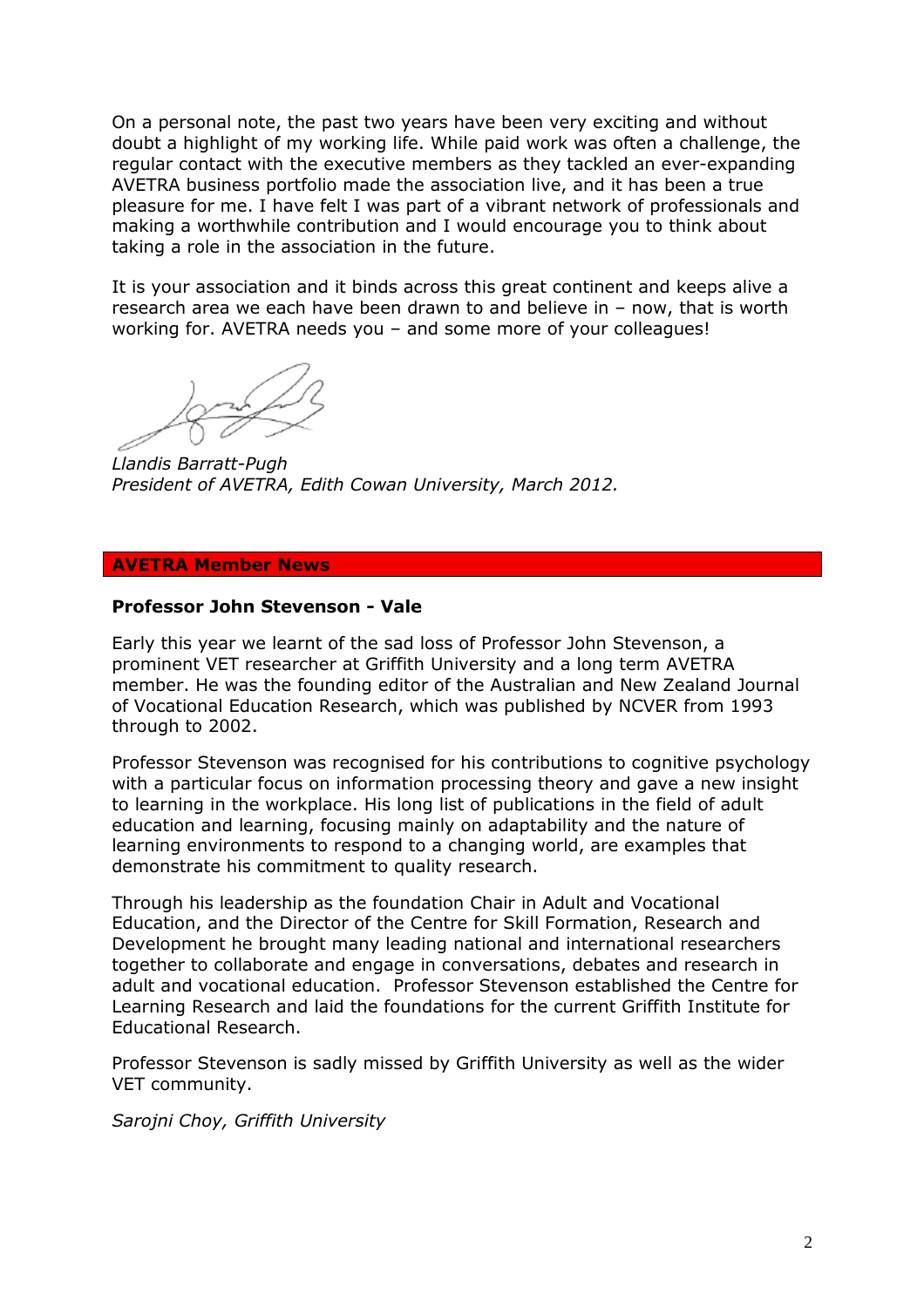On a personal note, the past two years have been very exciting and without doubt a highlight of my working life. While paid work was often a challenge, the regular contact with the executive members as they tackled an ever-expanding AVETRA business portfolio made the association live, and it has been a true pleasure for me. I have felt I was part of a vibrant network of professionals and making a worthwhile contribution and I would encourage you to think about taking a role in the association in the future.

It is your association and it binds across this great continent and keeps alive a research area we each have been drawn to and believe in – now, that is worth working for. AVETRA needs you – and some more of your colleagues!

*Llandis Barratt-Pugh*
*President of AVETRA, Edith Cowan University, March 2012.*

## AVETRA Member News

### Professor John Stevenson - Vale

Early this year we learnt of the sad loss of Professor John Stevenson, a prominent VET researcher at Griffith University and a long term AVETRA member. He was the founding editor of the Australian and New Zealand Journal of Vocational Education Research, which was published by NCVER from 1993 through to 2002.

Professor Stevenson was recognised for his contributions to cognitive psychology with a particular focus on information processing theory and gave a new insight to learning in the workplace. His long list of publications in the field of adult education and learning, focusing mainly on adaptability and the nature of learning environments to respond to a changing world, are examples that demonstrate his commitment to quality research.

Through his leadership as the foundation Chair in Adult and Vocational Education, and the Director of the Centre for Skill Formation, Research and Development he brought many leading national and international researchers together to collaborate and engage in conversations, debates and research in adult and vocational education. Professor Stevenson established the Centre for Learning Research and laid the foundations for the current Griffith Institute for Educational Research.

Professor Stevenson is sadly missed by Griffith University as well as the wider VET community.

*Sarojni Choy, Griffith University*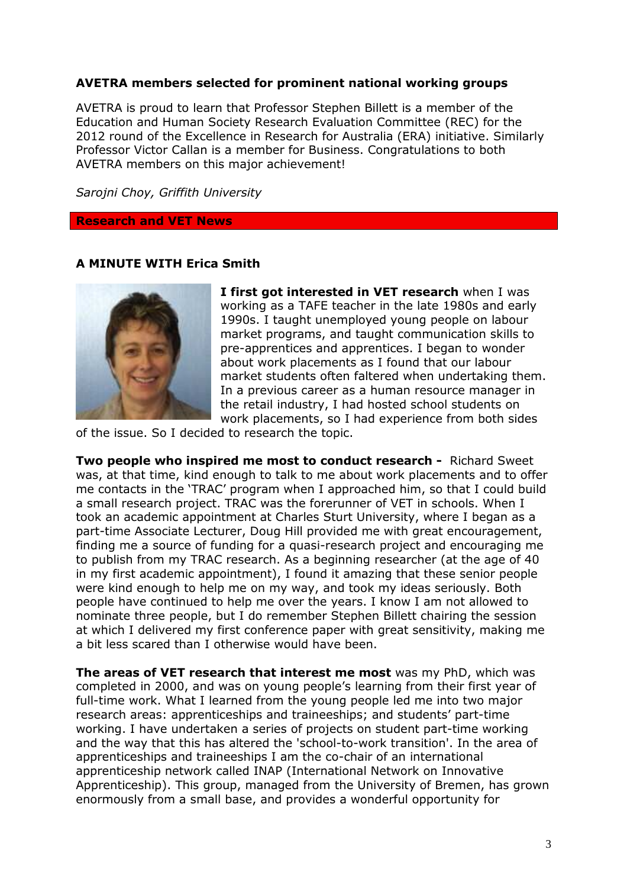**AVETRA members selected for prominent national working groups**

AVETRA is proud to learn that Professor Stephen Billett is a member of the Education and Human Society Research Evaluation Committee (REC) for the 2012 round of the Excellence in Research for Australia (ERA) initiative. Similarly Professor Victor Callan is a member for Business. Congratulations to both AVETRA members on this major achievement!

*Sarojni Choy, Griffith University*

## Research and VET News

### A MINUTE WITH Erica Smith

**I first got interested in VET research** when I was working as a TAFE teacher in the late 1980s and early 1990s. I taught unemployed young people on labour market programs, and taught communication skills to pre-apprentices and apprentices. I began to wonder about work placements as I found that our labour market students often faltered when undertaking them. In a previous career as a human resource manager in the retail industry, I had hosted school students on work placements, so I had experience from both sides of the issue. So I decided to research the topic.

**Two people who inspired me most to conduct research -** Richard Sweet was, at that time, kind enough to talk to me about work placements and to offer me contacts in the 'TRAC' program when I approached him, so that I could build a small research project. TRAC was the forerunner of VET in schools. When I took an academic appointment at Charles Sturt University, where I began as a part-time Associate Lecturer, Doug Hill provided me with great encouragement, finding me a source of funding for a quasi-research project and encouraging me to publish from my TRAC research. As a beginning researcher (at the age of 40 in my first academic appointment), I found it amazing that these senior people were kind enough to help me on my way, and took my ideas seriously. Both people have continued to help me over the years. I know I am not allowed to nominate three people, but I do remember Stephen Billett chairing the session at which I delivered my first conference paper with great sensitivity, making me a bit less scared than I otherwise would have been.

**The areas of VET research that interest me most** was my PhD, which was completed in 2000, and was on young people's learning from their first year of full-time work. What I learned from the young people led me into two major research areas: apprenticeships and traineeships; and students' part-time working. I have undertaken a series of projects on student part-time working and the way that this has altered the 'school-to-work transition'. In the area of apprenticeships and traineeships I am the co-chair of an international apprenticeship network called INAP (International Network on Innovative Apprenticeship). This group, managed from the University of Bremen, has grown enormously from a small base, and provides a wonderful opportunity for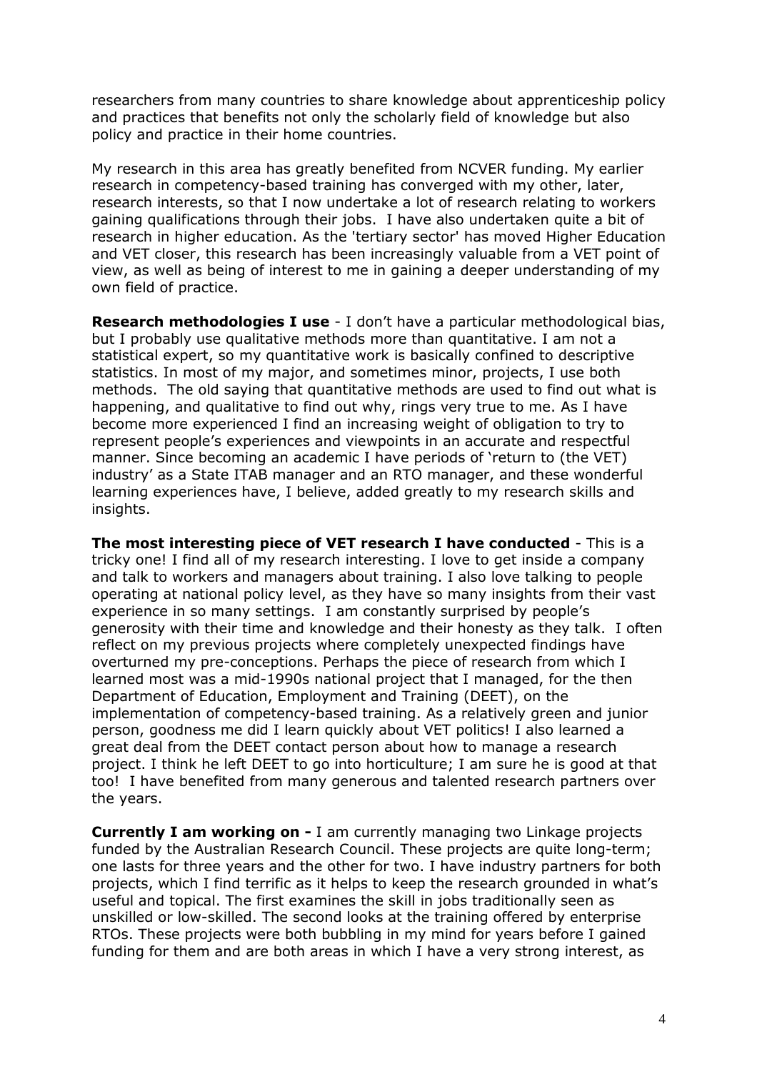researchers from many countries to share knowledge about apprenticeship policy and practices that benefits not only the scholarly field of knowledge but also policy and practice in their home countries.

My research in this area has greatly benefited from NCVER funding. My earlier research in competency-based training has converged with my other, later, research interests, so that I now undertake a lot of research relating to workers gaining qualifications through their jobs. I have also undertaken quite a bit of research in higher education. As the 'tertiary sector' has moved Higher Education and VET closer, this research has been increasingly valuable from a VET point of view, as well as being of interest to me in gaining a deeper understanding of my own field of practice.

**Research methodologies I use** - I don't have a particular methodological bias, but I probably use qualitative methods more than quantitative. I am not a statistical expert, so my quantitative work is basically confined to descriptive statistics. In most of my major, and sometimes minor, projects, I use both methods. The old saying that quantitative methods are used to find out what is happening, and qualitative to find out why, rings very true to me. As I have become more experienced I find an increasing weight of obligation to try to represent people's experiences and viewpoints in an accurate and respectful manner. Since becoming an academic I have periods of 'return to (the VET) industry' as a State ITAB manager and an RTO manager, and these wonderful learning experiences have, I believe, added greatly to my research skills and insights.

**The most interesting piece of VET research I have conducted** - This is a tricky one! I find all of my research interesting. I love to get inside a company and talk to workers and managers about training. I also love talking to people operating at national policy level, as they have so many insights from their vast experience in so many settings. I am constantly surprised by people's generosity with their time and knowledge and their honesty as they talk. I often reflect on my previous projects where completely unexpected findings have overturned my pre-conceptions. Perhaps the piece of research from which I learned most was a mid-1990s national project that I managed, for the then Department of Education, Employment and Training (DEET), on the implementation of competency-based training. As a relatively green and junior person, goodness me did I learn quickly about VET politics! I also learned a great deal from the DEET contact person about how to manage a research project. I think he left DEET to go into horticulture; I am sure he is good at that too! I have benefited from many generous and talented research partners over the years.

**Currently I am working on -** I am currently managing two Linkage projects funded by the Australian Research Council. These projects are quite long-term; one lasts for three years and the other for two. I have industry partners for both projects, which I find terrific as it helps to keep the research grounded in what's useful and topical. The first examines the skill in jobs traditionally seen as unskilled or low-skilled. The second looks at the training offered by enterprise RTOs. These projects were both bubbling in my mind for years before I gained funding for them and are both areas in which I have a very strong interest, as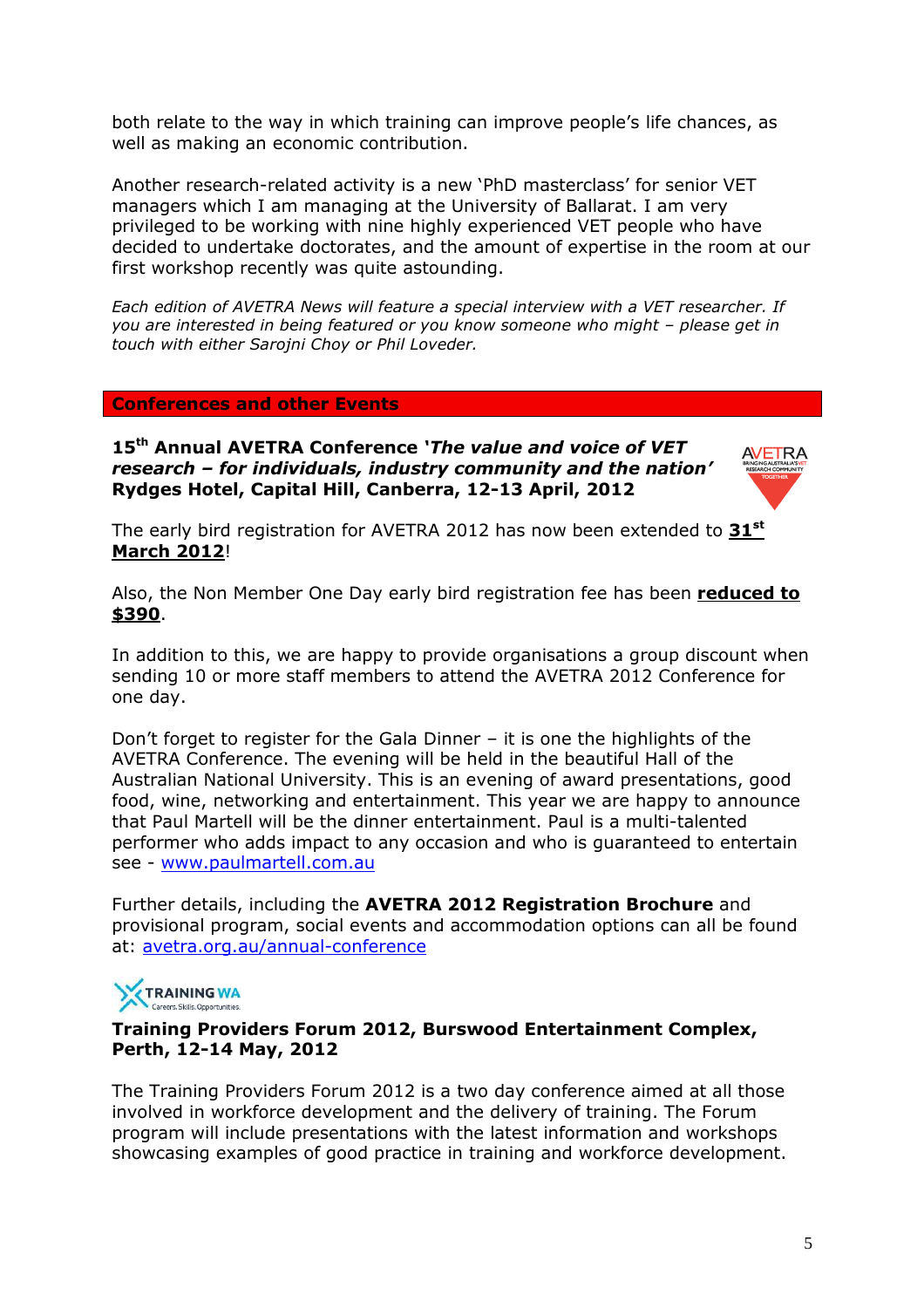both relate to the way in which training can improve people's life chances, as well as making an economic contribution.

Another research-related activity is a new 'PhD masterclass' for senior VET managers which I am managing at the University of Ballarat. I am very privileged to be working with nine highly experienced VET people who have decided to undertake doctorates, and the amount of expertise in the room at our first workshop recently was quite astounding.

*Each edition of AVETRA News will feature a special interview with a VET researcher. If you are interested in being featured or you know someone who might – please get in touch with either Sarojni Choy or Phil Loveder.*

## Conferences and other Events

### 15th Annual AVETRA Conference '*The value and voice of VET research – for individuals, industry community and the nation*' Rydges Hotel, Capital Hill, Canberra, 12-13 April, 2012

The early bird registration for AVETRA 2012 has now been extended to **31st March 2012**!

Also, the Non Member One Day early bird registration fee has been **reduced to $390**.

In addition to this, we are happy to provide organisations a group discount when sending 10 or more staff members to attend the AVETRA 2012 Conference for one day.

Don't forget to register for the Gala Dinner – it is one the highlights of the AVETRA Conference. The evening will be held in the beautiful Hall of the Australian National University. This is an evening of award presentations, good food, wine, networking and entertainment. This year we are happy to announce that Paul Martell will be the dinner entertainment. Paul is a multi-talented performer who adds impact to any occasion and who is guaranteed to entertain see - www.paulmartell.com.au

Further details, including the **AVETRA 2012 Registration Brochure** and provisional program, social events and accommodation options can all be found at: avetra.org.au/annual-conference

### Training Providers Forum 2012, Burswood Entertainment Complex, Perth, 12-14 May, 2012

The Training Providers Forum 2012 is a two day conference aimed at all those involved in workforce development and the delivery of training. The Forum program will include presentations with the latest information and workshops showcasing examples of good practice in training and workforce development.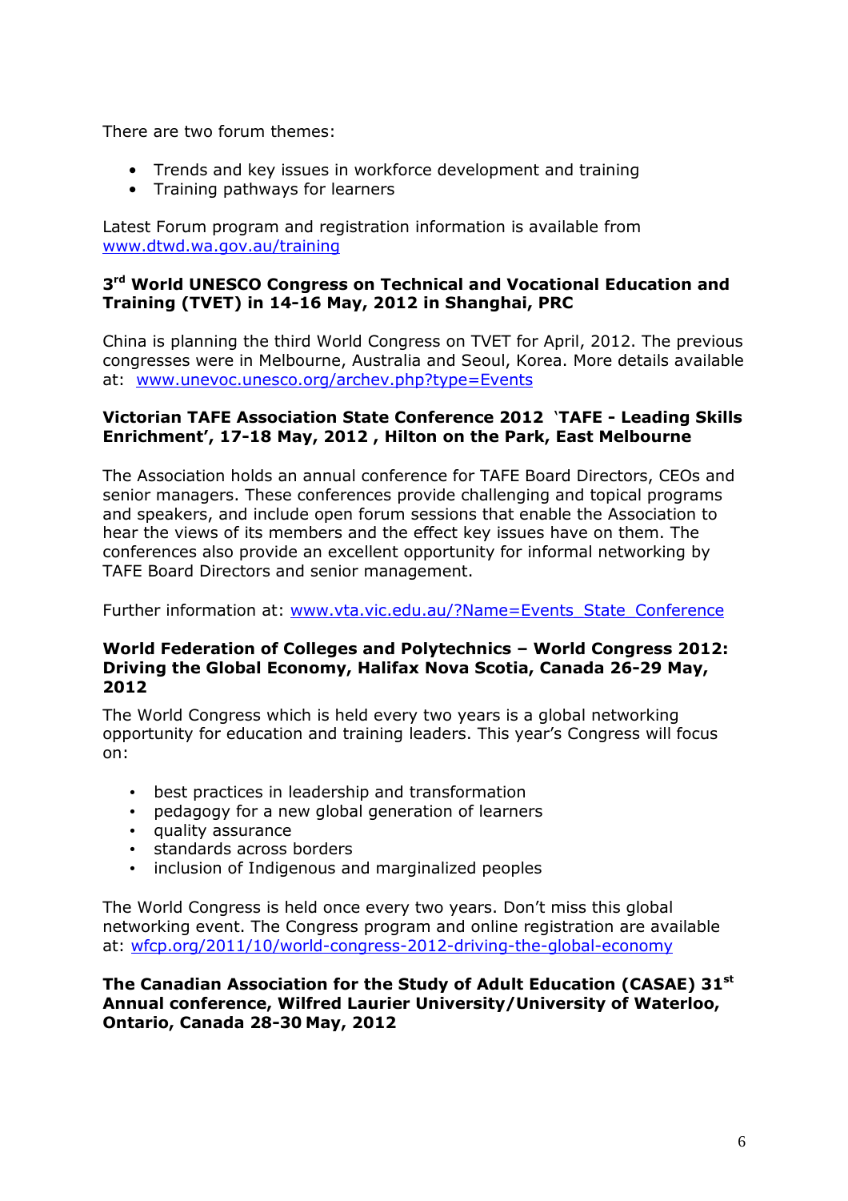There are two forum themes:

- Trends and key issues in workforce development and training
- Training pathways for learners

Latest Forum program and registration information is available from www.dtwd.wa.gov.au/training

**3rd World UNESCO Congress on Technical and Vocational Education and Training (TVET) in 14-16 May, 2012 in Shanghai, PRC**

China is planning the third World Congress on TVET for April, 2012. The previous congresses were in Melbourne, Australia and Seoul, Korea. More details available at: www.unevoc.unesco.org/archev.php?type=Events

**Victorian TAFE Association State Conference 2012 'TAFE - Leading Skills Enrichment', 17-18 May, 2012 , Hilton on the Park, East Melbourne**

The Association holds an annual conference for TAFE Board Directors, CEOs and senior managers. These conferences provide challenging and topical programs and speakers, and include open forum sessions that enable the Association to hear the views of its members and the effect key issues have on them. The conferences also provide an excellent opportunity for informal networking by TAFE Board Directors and senior management.

Further information at: www.vta.vic.edu.au/?Name=Events_State_Conference

**World Federation of Colleges and Polytechnics – World Congress 2012: Driving the Global Economy, Halifax Nova Scotia, Canada 26-29 May, 2012**

The World Congress which is held every two years is a global networking opportunity for education and training leaders. This year's Congress will focus on:

- best practices in leadership and transformation
- pedagogy for a new global generation of learners
- quality assurance
- standards across borders
- inclusion of Indigenous and marginalized peoples

The World Congress is held once every two years. Don't miss this global networking event. The Congress program and online registration are available at: wfcp.org/2011/10/world-congress-2012-driving-the-global-economy

**The Canadian Association for the Study of Adult Education (CASAE) 31st Annual conference, Wilfred Laurier University/University of Waterloo, Ontario, Canada 28-30 May, 2012**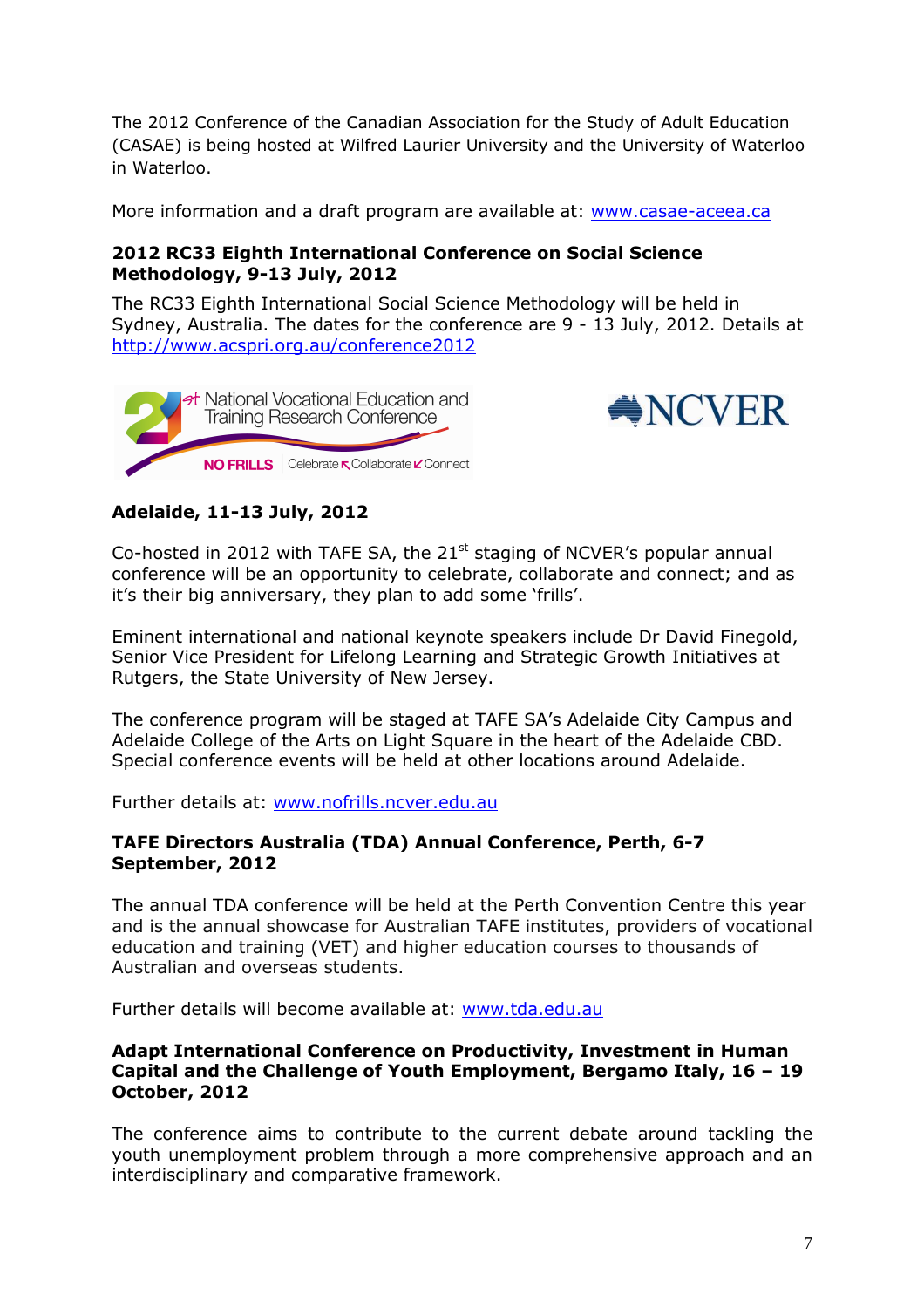The 2012 Conference of the Canadian Association for the Study of Adult Education (CASAE) is being hosted at Wilfred Laurier University and the University of Waterloo in Waterloo.

More information and a draft program are available at: www.casae-aceea.ca

**2012 RC33 Eighth International Conference on Social Science Methodology, 9-13 July, 2012**

The RC33 Eighth International Social Science Methodology will be held in Sydney, Australia. The dates for the conference are 9 - 13 July, 2012. Details at http://www.acspri.org.au/conference2012

**Adelaide, 11-13 July, 2012**

Co-hosted in 2012 with TAFE SA, the 21st staging of NCVER's popular annual conference will be an opportunity to celebrate, collaborate and connect; and as it's their big anniversary, they plan to add some 'frills'.

Eminent international and national keynote speakers include Dr David Finegold, Senior Vice President for Lifelong Learning and Strategic Growth Initiatives at Rutgers, the State University of New Jersey.

The conference program will be staged at TAFE SA's Adelaide City Campus and Adelaide College of the Arts on Light Square in the heart of the Adelaide CBD. Special conference events will be held at other locations around Adelaide.

Further details at: www.nofrills.ncver.edu.au

**TAFE Directors Australia (TDA) Annual Conference, Perth, 6-7 September, 2012**

The annual TDA conference will be held at the Perth Convention Centre this year and is the annual showcase for Australian TAFE institutes, providers of vocational education and training (VET) and higher education courses to thousands of Australian and overseas students.

Further details will become available at: www.tda.edu.au

**Adapt International Conference on Productivity, Investment in Human Capital and the Challenge of Youth Employment, Bergamo Italy, 16 – 19 October, 2012**

The conference aims to contribute to the current debate around tackling the youth unemployment problem through a more comprehensive approach and an interdisciplinary and comparative framework.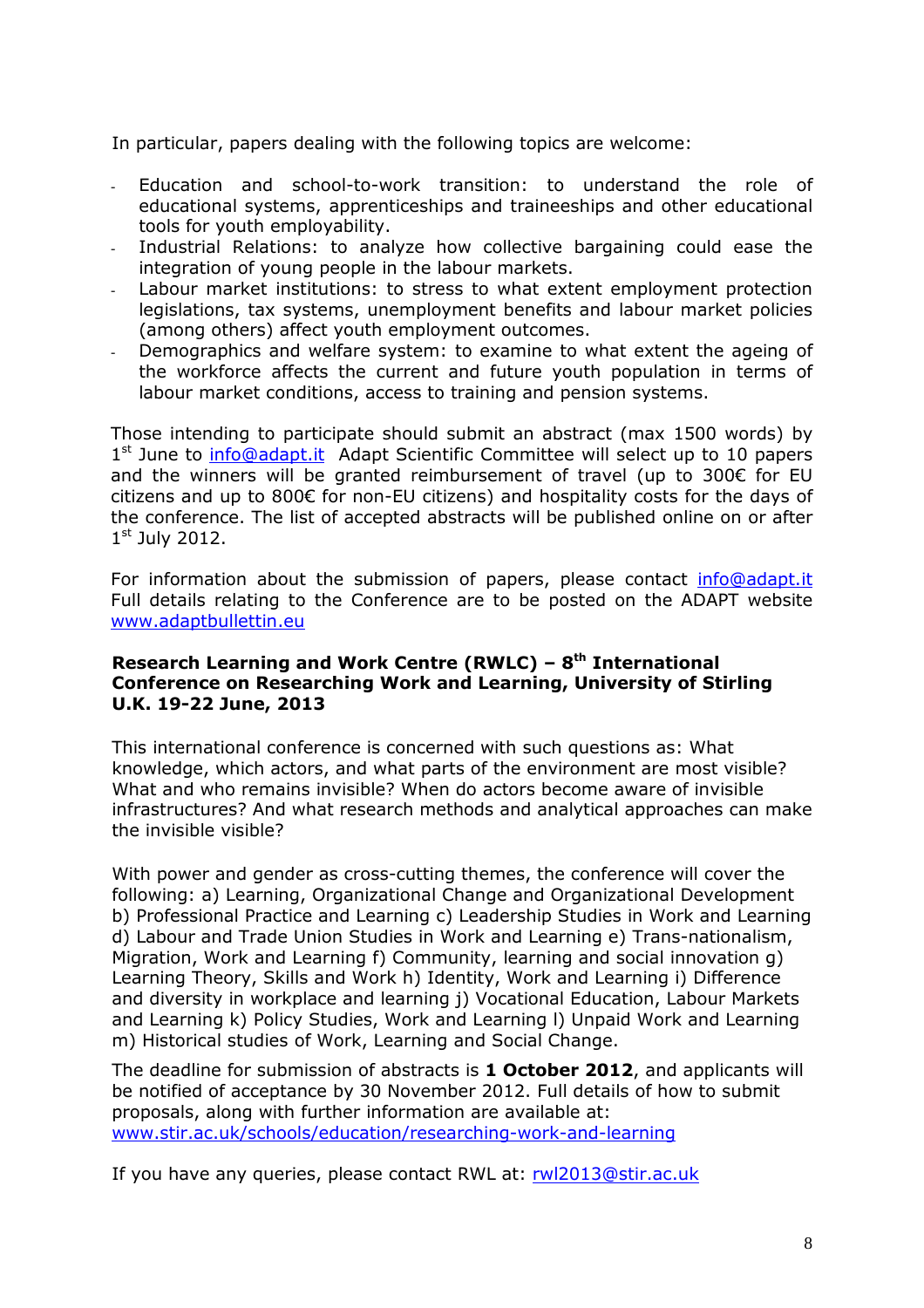In particular, papers dealing with the following topics are welcome:

- Education and school-to-work transition: to understand the role of educational systems, apprenticeships and traineeships and other educational tools for youth employability.
- Industrial Relations: to analyze how collective bargaining could ease the integration of young people in the labour markets.
- Labour market institutions: to stress to what extent employment protection legislations, tax systems, unemployment benefits and labour market policies (among others) affect youth employment outcomes.
- Demographics and welfare system: to examine to what extent the ageing of the workforce affects the current and future youth population in terms of labour market conditions, access to training and pension systems.

Those intending to participate should submit an abstract (max 1500 words) by 1st June to info@adapt.it Adapt Scientific Committee will select up to 10 papers and the winners will be granted reimbursement of travel (up to 300€ for EU citizens and up to 800€ for non-EU citizens) and hospitality costs for the days of the conference. The list of accepted abstracts will be published online on or after 1st July 2012.

For information about the submission of papers, please contact info@adapt.it Full details relating to the Conference are to be posted on the ADAPT website www.adaptbullettin.eu

**Research Learning and Work Centre (RWLC) – 8th International Conference on Researching Work and Learning, University of Stirling U.K. 19-22 June, 2013**

This international conference is concerned with such questions as: What knowledge, which actors, and what parts of the environment are most visible? What and who remains invisible? When do actors become aware of invisible infrastructures? And what research methods and analytical approaches can make the invisible visible?

With power and gender as cross-cutting themes, the conference will cover the following: a) Learning, Organizational Change and Organizational Development b) Professional Practice and Learning c) Leadership Studies in Work and Learning d) Labour and Trade Union Studies in Work and Learning e) Trans-nationalism, Migration, Work and Learning f) Community, learning and social innovation g) Learning Theory, Skills and Work h) Identity, Work and Learning i) Difference and diversity in workplace and learning j) Vocational Education, Labour Markets and Learning k) Policy Studies, Work and Learning l) Unpaid Work and Learning m) Historical studies of Work, Learning and Social Change.

The deadline for submission of abstracts is **1 October 2012**, and applicants will be notified of acceptance by 30 November 2012. Full details of how to submit proposals, along with further information are available at: www.stir.ac.uk/schools/education/researching-work-and-learning

If you have any queries, please contact RWL at: rwl2013@stir.ac.uk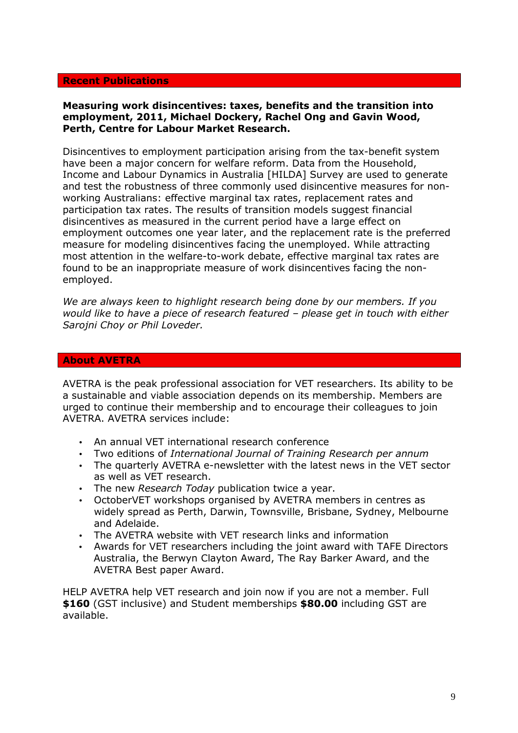## Recent Publications

**Measuring work disincentives: taxes, benefits and the transition into employment, 2011, Michael Dockery, Rachel Ong and Gavin Wood, Perth, Centre for Labour Market Research.**

Disincentives to employment participation arising from the tax-benefit system have been a major concern for welfare reform. Data from the Household, Income and Labour Dynamics in Australia [HILDA] Survey are used to generate and test the robustness of three commonly used disincentive measures for non-working Australians: effective marginal tax rates, replacement rates and participation tax rates. The results of transition models suggest financial disincentives as measured in the current period have a large effect on employment outcomes one year later, and the replacement rate is the preferred measure for modeling disincentives facing the unemployed. While attracting most attention in the welfare-to-work debate, effective marginal tax rates are found to be an inappropriate measure of work disincentives facing the non-employed.

*We are always keen to highlight research being done by our members. If you would like to have a piece of research featured – please get in touch with either Sarojni Choy or Phil Loveder.*

## About AVETRA

AVETRA is the peak professional association for VET researchers. Its ability to be a sustainable and viable association depends on its membership. Members are urged to continue their membership and to encourage their colleagues to join AVETRA. AVETRA services include:

- An annual VET international research conference
- Two editions of *International Journal of Training Research per annum*
- The quarterly AVETRA e-newsletter with the latest news in the VET sector as well as VET research.
- The new *Research Today* publication twice a year.
- OctoberVET workshops organised by AVETRA members in centres as widely spread as Perth, Darwin, Townsville, Brisbane, Sydney, Melbourne and Adelaide.
- The AVETRA website with VET research links and information
- Awards for VET researchers including the joint award with TAFE Directors Australia, the Berwyn Clayton Award, The Ray Barker Award, and the AVETRA Best paper Award.

HELP AVETRA help VET research and join now if you are not a member. Full **$160** (GST inclusive) and Student memberships **$80.00** including GST are available.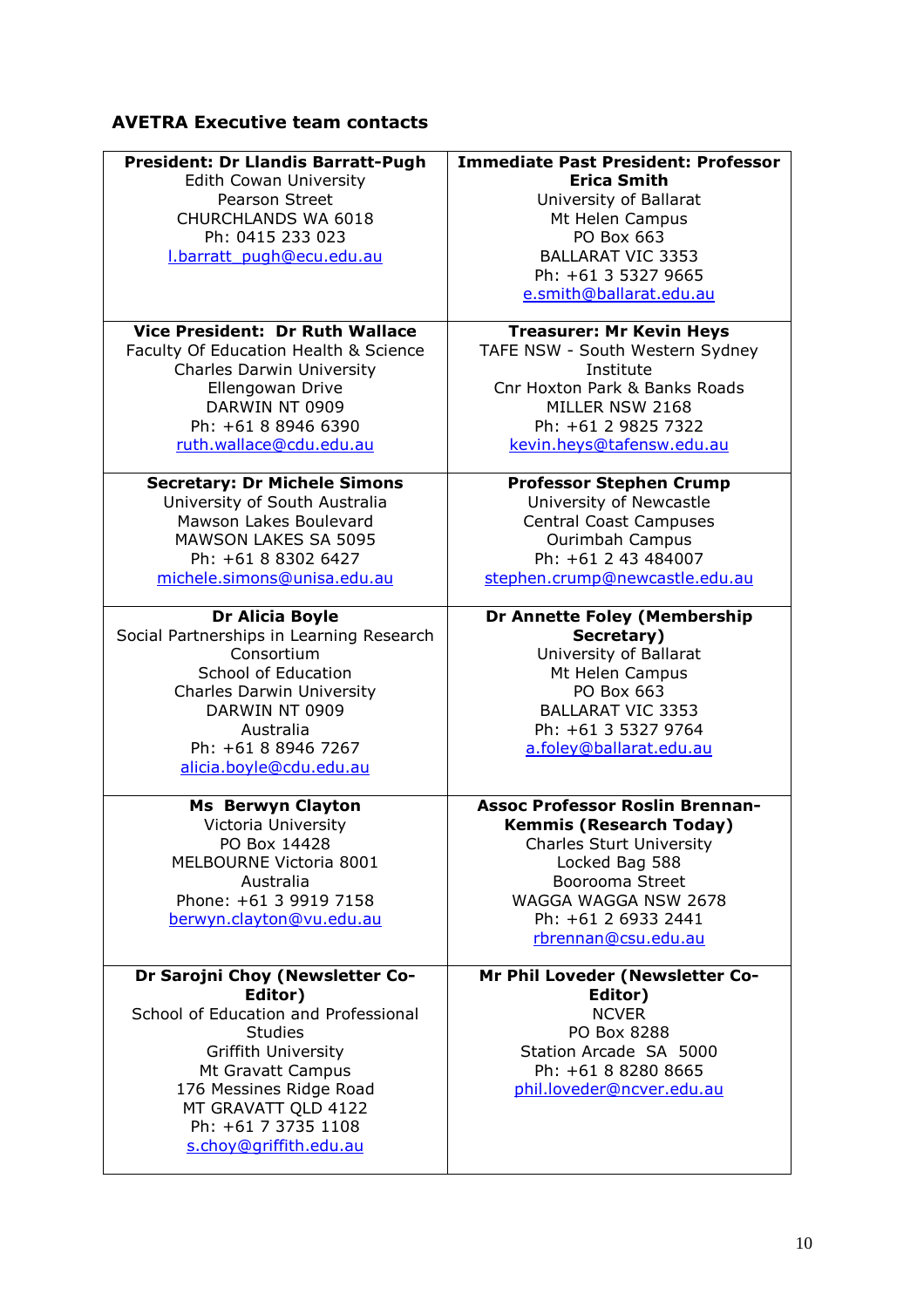## AVETRA Executive team contacts

| | |
|---|---|
| **President: Dr Llandis Barratt-Pugh**<br>Edith Cowan University<br>Pearson Street<br>CHURCHLANDS WA 6018<br>Ph: 0415 233 023<br>l.barratt_pugh@ecu.edu.au | **Immediate Past President: Professor Erica Smith**<br>University of Ballarat<br>Mt Helen Campus<br>PO Box 663<br>BALLARAT VIC 3353<br>Ph: +61 3 5327 9665<br>e.smith@ballarat.edu.au |
| **Vice President: Dr Ruth Wallace**<br>Faculty Of Education Health & Science<br>Charles Darwin University<br>Ellengowan Drive<br>DARWIN NT 0909<br>Ph: +61 8 8946 6390<br>ruth.wallace@cdu.edu.au | **Treasurer: Mr Kevin Heys**<br>TAFE NSW - South Western Sydney Institute<br>Cnr Hoxton Park & Banks Roads<br>MILLER NSW 2168<br>Ph: +61 2 9825 7322<br>kevin.heys@tafensw.edu.au |
| **Secretary: Dr Michele Simons**<br>University of South Australia<br>Mawson Lakes Boulevard<br>MAWSON LAKES SA 5095<br>Ph: +61 8 8302 6427<br>michele.simons@unisa.edu.au | **Professor Stephen Crump**<br>University of Newcastle<br>Central Coast Campuses<br>Ourimbah Campus<br>Ph: +61 2 43 484007<br>stephen.crump@newcastle.edu.au |
| **Dr Alicia Boyle**<br>Social Partnerships in Learning Research Consortium<br>School of Education<br>Charles Darwin University<br>DARWIN NT 0909<br>Australia<br>Ph: +61 8 8946 7267<br>alicia.boyle@cdu.edu.au | **Dr Annette Foley (Membership Secretary)**<br>University of Ballarat<br>Mt Helen Campus<br>PO Box 663<br>BALLARAT VIC 3353<br>Ph: +61 3 5327 9764<br>a.foley@ballarat.edu.au |
| **Ms Berwyn Clayton**<br>Victoria University<br>PO Box 14428<br>MELBOURNE Victoria 8001<br>Australia<br>Phone: +61 3 9919 7158<br>berwyn.clayton@vu.edu.au | **Assoc Professor Roslin Brennan-Kemmis (Research Today)**<br>Charles Sturt University<br>Locked Bag 588<br>Boorooma Street<br>WAGGA WAGGA NSW 2678<br>Ph: +61 2 6933 2441<br>rbrennan@csu.edu.au |
| **Dr Sarojni Choy (Newsletter Co-Editor)**<br>School of Education and Professional Studies<br>Griffith University<br>Mt Gravatt Campus<br>176 Messines Ridge Road<br>MT GRAVATT QLD 4122<br>Ph: +61 7 3735 1108<br>s.choy@griffith.edu.au | **Mr Phil Loveder (Newsletter Co-Editor)**<br>NCVER<br>PO Box 8288<br>Station Arcade SA 5000<br>Ph: +61 8 8280 8665<br>phil.loveder@ncver.edu.au |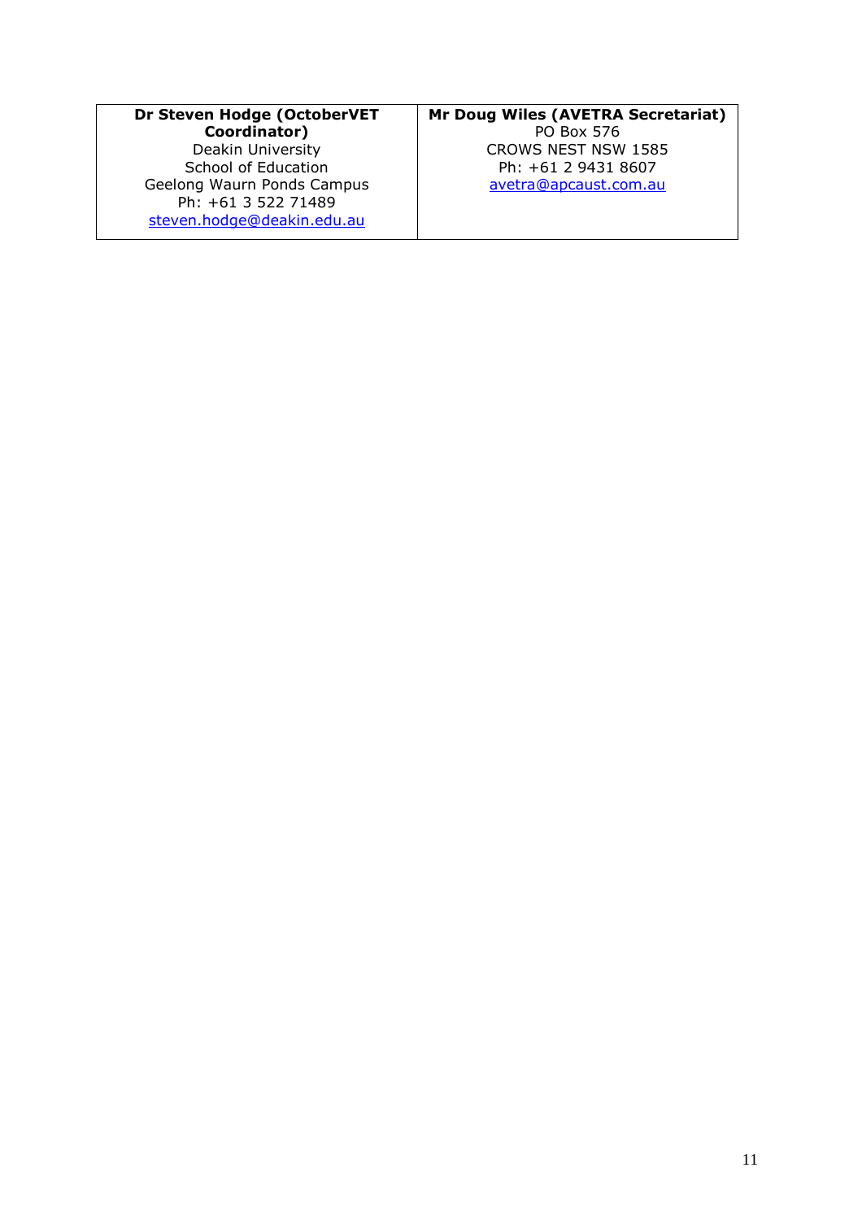| | |
|---|---|
| **Dr Steven Hodge (OctoberVET Coordinator)**<br>Deakin University<br>School of Education<br>Geelong Waurn Ponds Campus<br>Ph: +61 3 522 71489<br>steven.hodge@deakin.edu.au | **Mr Doug Wiles (AVETRA Secretariat)**<br>PO Box 576<br>CROWS NEST NSW 1585<br>Ph: +61 2 9431 8607<br>avetra@apcaust.com.au |